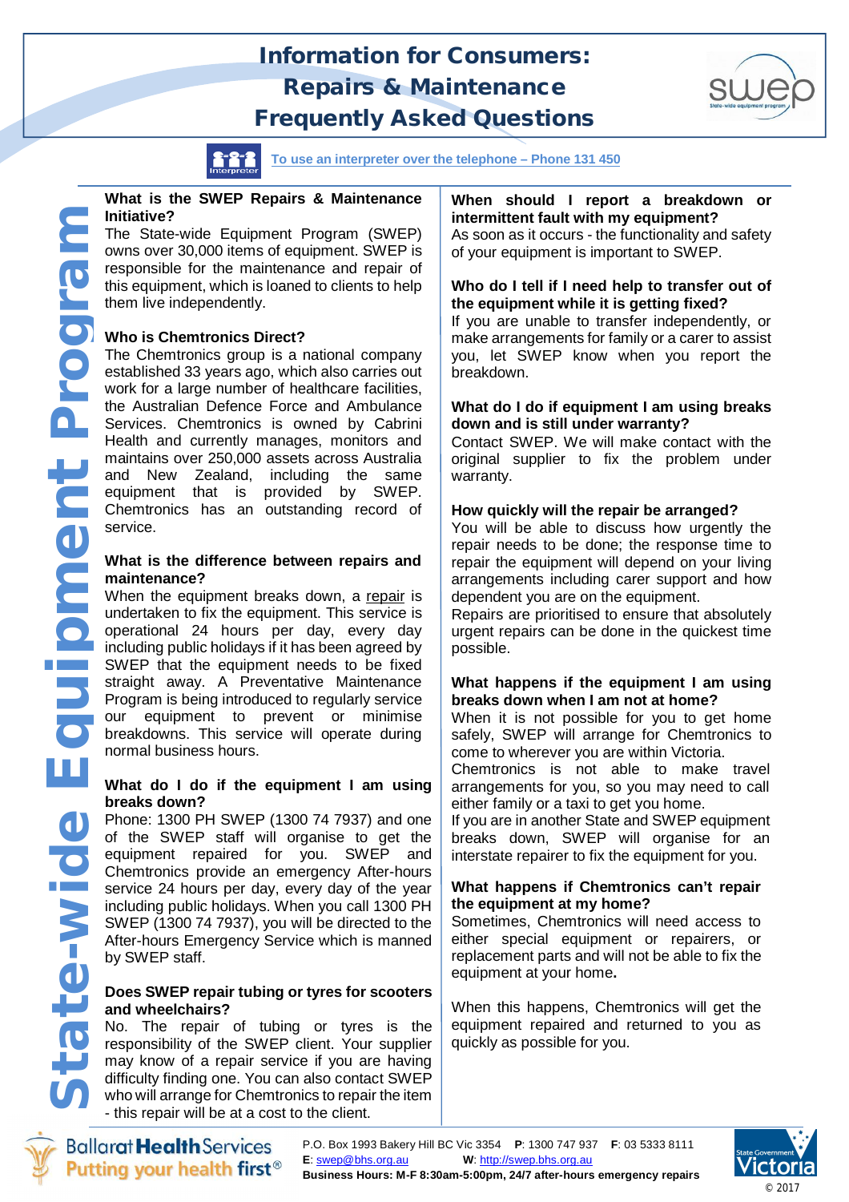# Information for Consumers: Repairs & Maintenance Frequently Asked Questions

To use an interpreter over the telephone – Phone 131 450

State-wide Equipment Program

### What is the SWEP Repairs & Maintenance Initiative?

The State-wide Equipment Program (SWEP) owns over 30,000 items of equipment. SWEP is responsible for the maintenance and repair of this equipment, which is loaned to clients to help them live independently.

### Who is Chemtronics Direct?

The Chemtronics group is a national company established 33 years ago, which also carries out work for a large number of healthcare facilities, the Australian Defence Force and Ambulance Services. Chemtronics is owned by Cabrini Health and currently manages, monitors and maintains over 250,000 assets across Australia and New Zealand, including the same equipment that is provided by SWEP. Chemtronics has an outstanding record of service.

### What is the difference between repairs and maintenance?

When the equipment breaks down, a repair is undertaken to fix the equipment. This service is operational 24 hours per day, every day including public holidays if it has been agreed by SWEP that the equipment needs to be fixed straight away. A Preventative Maintenance Program is being introduced to regularly service our equipment to prevent or minimise breakdowns. This service will operate during normal business hours.

### What do I do if the equipment I am using breaks down?

Phone: 1300 PH SWEP (1300 74 7937) and one of the SWEP staff will organise to get the equipment repaired for you. SWEP and Chemtronics provide an emergency After-hours service 24 hours per day, every day of the year including public holidays. When you call 1300 PH SWEP (1300 74 7937), you will be directed to the After-hours Emergency Service which is manned by SWEP staff.

### Does SWEP repair tubing or tyres for scooters and wheelchairs?

No. The repair of tubing or tyres is the responsibility of the SWEP client. Your supplier may know of a repair service if you are having difficulty finding one. You can also contact SWEP who will arrange for Chemtronics to repair the item - this repair will be at a cost to the client.

### When should I report a breakdown or intermittent fault with my equipment?

As soon as it occurs - the functionality and safety of your equipment is important to SWEP.

### Who do I tell if I need help to transfer out of the equipment while it is getting fixed?

If you are unable to transfer independently, or make arrangements for family or a carer to assist you, let SWEP know when you report the breakdown.

### What do I do if equipment I am using breaks down and is still under warranty?

Contact SWEP. We will make contact with the original supplier to fix the problem under warranty.

### How quickly will the repair be arranged?

You will be able to discuss how urgently the repair needs to be done; the response time to repair the equipment will depend on your living arrangements including carer support and how dependent you are on the equipment.

Repairs are prioritised to ensure that absolutely urgent repairs can be done in the quickest time possible.

### What happens if the equipment I am using breaks down when I am not at home?

When it is not possible for you to get home safely, SWEP will arrange for Chemtronics to come to wherever you are within Victoria.

Chemtronics is not able to make travel arrangements for you, so you may need to call either family or a taxi to get you home.

If you are in another State and SWEP equipment breaks down, SWEP will organise for an interstate repairer to fix the equipment for you.

### What happens if Chemtronics can't repair the equipment at my home?

Sometimes, Chemtronics will need access to either special equipment or repairers, or replacement parts and will not be able to fix the equipment at your home.

When this happens, Chemtronics will get the equipment repaired and returned to you as quickly as possible for you.

Ballarat Health Services – Putting your health first®

P.O. Box 1993 Bakery Hill BC Vic 3354 **P**: 1300 747 937 **F**: 03 5333 8111
**E**: swep@bhs.org.au **W**: http://swep.bhs.org.au
**Business Hours: M-F 8:30am-5:00pm, 24/7 after-hours emergency repairs**

State Government Victoria © 2017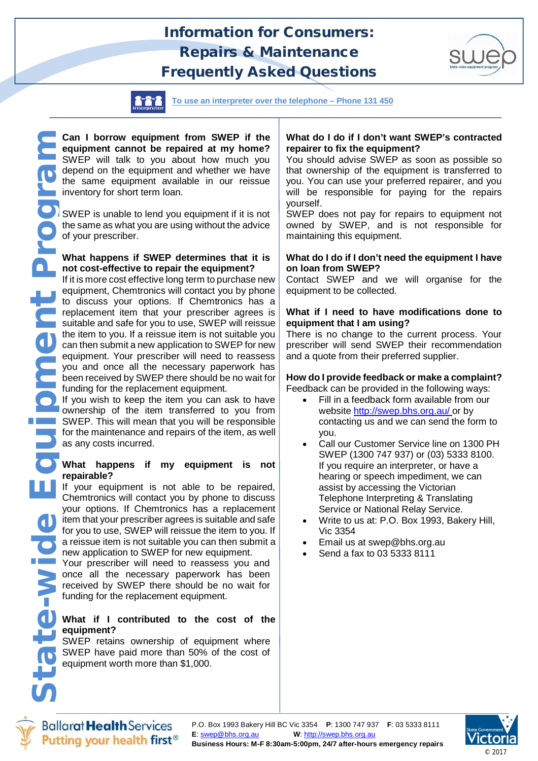# Information for Consumers: Repairs & Maintenance Frequently Asked Questions

To use an interpreter over the telephone – Phone 131 450

State-wide Equipment Program

**Can I borrow equipment from SWEP if the equipment cannot be repaired at my home?**
SWEP will talk to you about how much you depend on the equipment and whether we have the same equipment available in our reissue inventory for short term loan.

SWEP is unable to lend you equipment if it is not the same as what you are using without the advice of your prescriber.

**What happens if SWEP determines that it is not cost-effective to repair the equipment?**
If it is more cost effective long term to purchase new equipment, Chemtronics will contact you by phone to discuss your options. If Chemtronics has a replacement item that your prescriber agrees is suitable and safe for you to use, SWEP will reissue the item to you. If a reissue item is not suitable you can then submit a new application to SWEP for new equipment. Your prescriber will need to reassess you and once all the necessary paperwork has been received by SWEP there should be no wait for funding for the replacement equipment.
If you wish to keep the item you can ask to have ownership of the item transferred to you from SWEP. This will mean that you will be responsible for the maintenance and repairs of the item, as well as any costs incurred.

**What happens if my equipment is not repairable?**
If your equipment is not able to be repaired, Chemtronics will contact you by phone to discuss your options. If Chemtronics has a replacement item that your prescriber agrees is suitable and safe for you to use, SWEP will reissue the item to you. If a reissue item is not suitable you can then submit a new application to SWEP for new equipment.
Your prescriber will need to reassess you and once all the necessary paperwork has been received by SWEP there should be no wait for funding for the replacement equipment.

**What if I contributed to the cost of the equipment?**
SWEP retains ownership of equipment where SWEP have paid more than 50% of the cost of equipment worth more than $1,000.

**What do I do if I don't want SWEP's contracted repairer to fix the equipment?**
You should advise SWEP as soon as possible so that ownership of the equipment is transferred to you. You can use your preferred repairer, and you will be responsible for paying for the repairs yourself.
SWEP does not pay for repairs to equipment not owned by SWEP, and is not responsible for maintaining this equipment.

**What do I do if I don't need the equipment I have on loan from SWEP?**
Contact SWEP and we will organise for the equipment to be collected.

**What if I need to have modifications done to equipment that I am using?**
There is no change to the current process. Your prescriber will send SWEP their recommendation and a quote from their preferred supplier.

**How do I provide feedback or make a complaint?**
Feedback can be provided in the following ways:

- Fill in a feedback form available from our website http://swep.bhs.org.au/ or by contacting us and we can send the form to you.
- Call our Customer Service line on 1300 PH SWEP (1300 747 937) or (03) 5333 8100. If you require an interpreter, or have a hearing or speech impediment, we can assist by accessing the Victorian Telephone Interpreting & Translating Service or National Relay Service.
- Write to us at: P.O. Box 1993, Bakery Hill, Vic 3354
- Email us at swep@bhs.org.au
- Send a fax to 03 5333 8111

Ballarat Health Services — Putting your health first®

P.O. Box 1993 Bakery Hill BC Vic 3354 **P**: 1300 747 937 **F**: 03 5333 8111
**E**: swep@bhs.org.au **W**: http://swep.bhs.org.au
**Business Hours: M-F 8:30am-5:00pm, 24/7 after-hours emergency repairs**

State Government Victoria © 2017